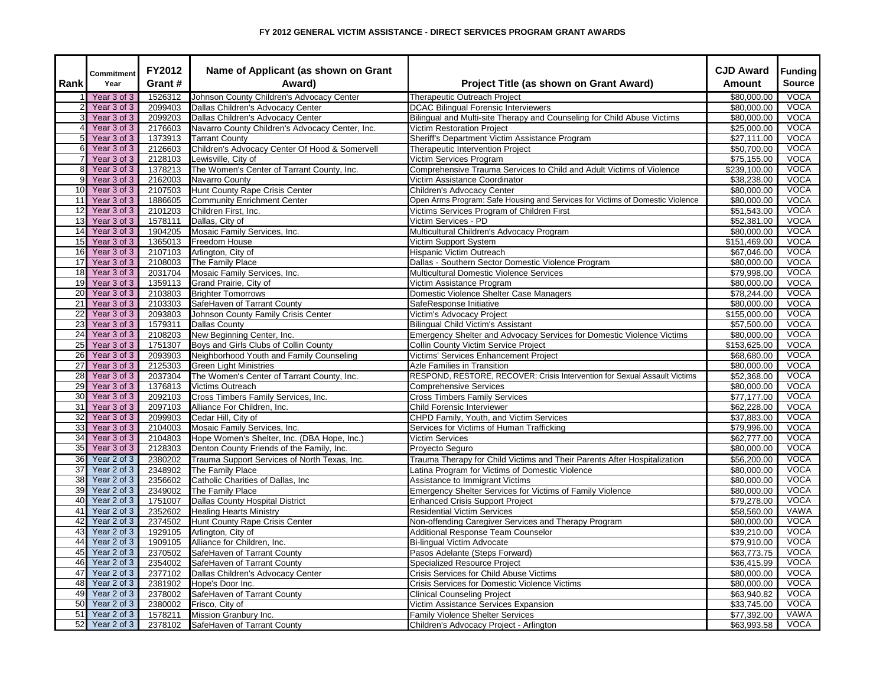# FY 2012 GENERAL VICTIM ASSISTANCE - DIRECT SERVICES PROGRAM GRANT AWARDS

| Rank | Commitment Year | FY2012 Grant # | Name of Applicant (as shown on Grant Award) | Project Title (as shown on Grant Award) | CJD Award Amount | Funding Source |
|---|---|---|---|---|---|---|
| 1 | Year 3 of 3 | 1526312 | Johnson County Children's Advocacy Center | Therapeutic Outreach Project | $80,000.00 | VOCA |
| 2 | Year 3 of 3 | 2099403 | Dallas Children's Advocacy Center | DCAC Bilingual Forensic Interviewers | $80,000.00 | VOCA |
| 3 | Year 3 of 3 | 2099203 | Dallas Children's Advocacy Center | Bilingual and Multi-site Therapy and Counseling for Child Abuse Victims | $80,000.00 | VOCA |
| 4 | Year 3 of 3 | 2176603 | Navarro County Children's Advocacy Center, Inc. | Victim Restoration Project | $25,000.00 | VOCA |
| 5 | Year 3 of 3 | 1373913 | Tarrant County | Sheriff's Department Victim Assistance Program | $27,111.00 | VOCA |
| 6 | Year 3 of 3 | 2126603 | Children's Advocacy Center Of Hood & Somervell | Therapeutic Intervention Project | $50,700.00 | VOCA |
| 7 | Year 3 of 3 | 2128103 | Lewisville, City of | Victim Services Program | $75,155.00 | VOCA |
| 8 | Year 3 of 3 | 1378213 | The Women's Center of Tarrant County, Inc. | Comprehensive Trauma Services to Child and Adult Victims of Violence | $239,100.00 | VOCA |
| 9 | Year 3 of 3 | 2162003 | Navarro County | Victim Assistance Coordinator | $38,238.00 | VOCA |
| 10 | Year 3 of 3 | 2107503 | Hunt County Rape Crisis Center | Children's Advocacy Center | $80,000.00 | VOCA |
| 11 | Year 3 of 3 | 1886605 | Community Enrichment Center | Open Arms Program: Safe Housing and Services for Victims of Domestic Violence | $80,000.00 | VOCA |
| 12 | Year 3 of 3 | 2101203 | Children First, Inc. | Victims Services Program of Children First | $51,543.00 | VOCA |
| 13 | Year 3 of 3 | 1578111 | Dallas, City of | Victim Services - PD | $52,381.00 | VOCA |
| 14 | Year 3 of 3 | 1904205 | Mosaic Family Services, Inc. | Multicultural Children's Advocacy Program | $80,000.00 | VOCA |
| 15 | Year 3 of 3 | 1365013 | Freedom House | Victim Support System | $151,469.00 | VOCA |
| 16 | Year 3 of 3 | 2107103 | Arlington, City of | Hispanic Victim Outreach | $67,046.00 | VOCA |
| 17 | Year 3 of 3 | 2108003 | The Family Place | Dallas - Southern Sector Domestic Violence Program | $80,000.00 | VOCA |
| 18 | Year 3 of 3 | 2031704 | Mosaic Family Services, Inc. | Multicultural Domestic Violence Services | $79,998.00 | VOCA |
| 19 | Year 3 of 3 | 1359113 | Grand Prairie, City of | Victim Assistance Program | $80,000.00 | VOCA |
| 20 | Year 3 of 3 | 2103803 | Brighter Tomorrows | Domestic Violence Shelter Case Managers | $78,244.00 | VOCA |
| 21 | Year 3 of 3 | 2103303 | SafeHaven of Tarrant County | SafeResponse Initiative | $80,000.00 | VOCA |
| 22 | Year 3 of 3 | 2093803 | Johnson County Family Crisis Center | Victim's Advocacy Project | $155,000.00 | VOCA |
| 23 | Year 3 of 3 | 1579311 | Dallas County | Bilingual Child Victim's Assistant | $57,500.00 | VOCA |
| 24 | Year 3 of 3 | 2108203 | New Beginning Center, Inc. | Emergency Shelter and Advocacy Services for Domestic Violence Victims | $80,000.00 | VOCA |
| 25 | Year 3 of 3 | 1751307 | Boys and Girls Clubs of Collin County | Collin County Victim Service Project | $153,625.00 | VOCA |
| 26 | Year 3 of 3 | 2093903 | Neighborhood Youth and Family Counseling | Victims' Services Enhancement Project | $68,680.00 | VOCA |
| 27 | Year 3 of 3 | 2125303 | Green Light Ministries | Azle Families in Transition | $80,000.00 | VOCA |
| 28 | Year 3 of 3 | 2037304 | The Women's Center of Tarrant County, Inc. | RESPOND, RESTORE, RECOVER: Crisis Intervention for Sexual Assault Victims | $52,368.00 | VOCA |
| 29 | Year 3 of 3 | 1376813 | Victims Outreach | Comprehensive Services | $80,000.00 | VOCA |
| 30 | Year 3 of 3 | 2092103 | Cross Timbers Family Services, Inc. | Cross Timbers Family Services | $77,177.00 | VOCA |
| 31 | Year 3 of 3 | 2097103 | Alliance For Children, Inc. | Child Forensic Interviewer | $62,228.00 | VOCA |
| 32 | Year 3 of 3 | 2099903 | Cedar Hill, City of | CHPD Family, Youth, and Victim Services | $37,883.00 | VOCA |
| 33 | Year 3 of 3 | 2104003 | Mosaic Family Services, Inc. | Services for Victims of Human Trafficking | $79,996.00 | VOCA |
| 34 | Year 3 of 3 | 2104803 | Hope Women's Shelter, Inc. (DBA Hope, Inc.) | Victim Services | $62,777.00 | VOCA |
| 35 | Year 3 of 3 | 2128303 | Denton County Friends of the Family, Inc. | Proyecto Seguro | $80,000.00 | VOCA |
| 36 | Year 2 of 3 | 2380202 | Trauma Support Services of North Texas, Inc. | Trauma Therapy for Child Victims and Their Parents After Hospitalization | $56,200.00 | VOCA |
| 37 | Year 2 of 3 | 2348902 | The Family Place | Latina Program for Victims of Domestic Violence | $80,000.00 | VOCA |
| 38 | Year 2 of 3 | 2356602 | Catholic Charities of Dallas, Inc | Assistance to Immigrant Victims | $80,000.00 | VOCA |
| 39 | Year 2 of 3 | 2349002 | The Family Place | Emergency Shelter Services for Victims of Family Violence | $80,000.00 | VOCA |
| 40 | Year 2 of 3 | 1751007 | Dallas County Hospital District | Enhanced Crisis Support Project | $79,278.00 | VOCA |
| 41 | Year 2 of 3 | 2352602 | Healing Hearts Ministry | Residential Victim Services | $58,560.00 | VAWA |
| 42 | Year 2 of 3 | 2374502 | Hunt County Rape Crisis Center | Non-offending Caregiver Services and Therapy Program | $80,000.00 | VOCA |
| 43 | Year 2 of 3 | 1929105 | Arlington, City of | Additional Response Team Counselor | $39,210.00 | VOCA |
| 44 | Year 2 of 3 | 1909105 | Alliance for Children, Inc. | Bi-lingual Victim Advocate | $79,910.00 | VOCA |
| 45 | Year 2 of 3 | 2370502 | SafeHaven of Tarrant County | Pasos Adelante (Steps Forward) | $63,773.75 | VOCA |
| 46 | Year 2 of 3 | 2354002 | SafeHaven of Tarrant County | Specialized Resource Project | $36,415.99 | VOCA |
| 47 | Year 2 of 3 | 2377102 | Dallas Children's Advocacy Center | Crisis Services for Child Abuse Victims | $80,000.00 | VOCA |
| 48 | Year 2 of 3 | 2381902 | Hope's Door Inc. | Crisis Services for Domestic Violence Victims | $80,000.00 | VOCA |
| 49 | Year 2 of 3 | 2378002 | SafeHaven of Tarrant County | Clinical Counseling Project | $63,940.82 | VOCA |
| 50 | Year 2 of 3 | 2380002 | Frisco, City of | Victim Assistance Services Expansion | $33,745.00 | VOCA |
| 51 | Year 2 of 3 | 1578211 | Mission Granbury Inc. | Family Violence Shelter Services | $77,392.00 | VAWA |
| 52 | Year 2 of 3 | 2378102 | SafeHaven of Tarrant County | Children's Advocacy Project - Arlington | $63,993.58 | VOCA |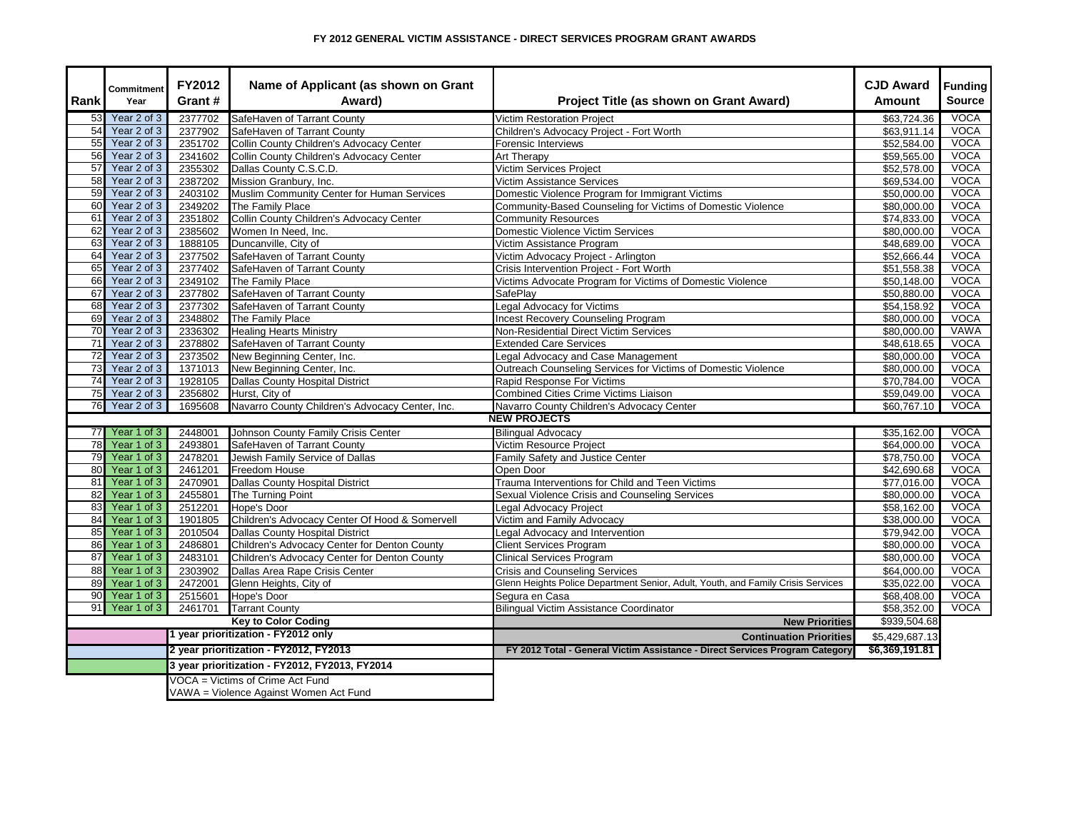**FY 2012 GENERAL VICTIM ASSISTANCE - DIRECT SERVICES PROGRAM GRANT AWARDS**

| Rank | Commitment Year | FY2012 Grant # | Name of Applicant (as shown on Grant Award) | Project Title (as shown on Grant Award) | CJD Award Amount | Funding Source |
|---|---|---|---|---|---|---|
| 53 | Year 2 of 3 | 2377702 | SafeHaven of Tarrant County | Victim Restoration Project | $63,724.36 | VOCA |
| 54 | Year 2 of 3 | 2377902 | SafeHaven of Tarrant County | Children's Advocacy Project - Fort Worth | $63,911.14 | VOCA |
| 55 | Year 2 of 3 | 2351702 | Collin County Children's Advocacy Center | Forensic Interviews | $52,584.00 | VOCA |
| 56 | Year 2 of 3 | 2341602 | Collin County Children's Advocacy Center | Art Therapy | $59,565.00 | VOCA |
| 57 | Year 2 of 3 | 2355302 | Dallas County C.S.C.D. | Victim Services Project | $52,578.00 | VOCA |
| 58 | Year 2 of 3 | 2387202 | Mission Granbury, Inc. | Victim Assistance Services | $69,534.00 | VOCA |
| 59 | Year 2 of 3 | 2403102 | Muslim Community Center for Human Services | Domestic Violence Program for Immigrant Victims | $50,000.00 | VOCA |
| 60 | Year 2 of 3 | 2349202 | The Family Place | Community-Based Counseling for Victims of Domestic Violence | $80,000.00 | VOCA |
| 61 | Year 2 of 3 | 2351802 | Collin County Children's Advocacy Center | Community Resources | $74,833.00 | VOCA |
| 62 | Year 2 of 3 | 2385602 | Women In Need, Inc. | Domestic Violence Victim Services | $80,000.00 | VOCA |
| 63 | Year 2 of 3 | 1888105 | Duncanville, City of | Victim Assistance Program | $48,689.00 | VOCA |
| 64 | Year 2 of 3 | 2377502 | SafeHaven of Tarrant County | Victim Advocacy Project - Arlington | $52,666.44 | VOCA |
| 65 | Year 2 of 3 | 2377402 | SafeHaven of Tarrant County | Crisis Intervention Project - Fort Worth | $51,558.38 | VOCA |
| 66 | Year 2 of 3 | 2349102 | The Family Place | Victims Advocate Program for Victims of Domestic Violence | $50,148.00 | VOCA |
| 67 | Year 2 of 3 | 2377802 | SafeHaven of Tarrant County | SafePlay | $50,880.00 | VOCA |
| 68 | Year 2 of 3 | 2377302 | SafeHaven of Tarrant County | Legal Advocacy for Victims | $54,158.92 | VOCA |
| 69 | Year 2 of 3 | 2348802 | The Family Place | Incest Recovery Counseling Program | $80,000.00 | VOCA |
| 70 | Year 2 of 3 | 2336302 | Healing Hearts Ministry | Non-Residential Direct Victim Services | $80,000.00 | VAWA |
| 71 | Year 2 of 3 | 2378802 | SafeHaven of Tarrant County | Extended Care Services | $48,618.65 | VOCA |
| 72 | Year 2 of 3 | 2373502 | New Beginning Center, Inc. | Legal Advocacy and Case Management | $80,000.00 | VOCA |
| 73 | Year 2 of 3 | 1371013 | New Beginning Center, Inc. | Outreach Counseling Services for Victims of Domestic Violence | $80,000.00 | VOCA |
| 74 | Year 2 of 3 | 1928105 | Dallas County Hospital District | Rapid Response For Victims | $70,784.00 | VOCA |
| 75 | Year 2 of 3 | 2356802 | Hurst, City of | Combined Cities Crime Victims Liaison | $59,049.00 | VOCA |
| 76 | Year 2 of 3 | 1695608 | Navarro County Children's Advocacy Center, Inc. | Navarro County Children's Advocacy Center | $60,767.10 | VOCA |
| | | | | **NEW PROJECTS** | | |
| 77 | Year 1 of 3 | 2448001 | Johnson County Family Crisis Center | Bilingual Advocacy | $35,162.00 | VOCA |
| 78 | Year 1 of 3 | 2493801 | SafeHaven of Tarrant County | Victim Resource Project | $64,000.00 | VOCA |
| 79 | Year 1 of 3 | 2478201 | Jewish Family Service of Dallas | Family Safety and Justice Center | $78,750.00 | VOCA |
| 80 | Year 1 of 3 | 2461201 | Freedom House | Open Door | $42,690.68 | VOCA |
| 81 | Year 1 of 3 | 2470901 | Dallas County Hospital District | Trauma Interventions for Child and Teen Victims | $77,016.00 | VOCA |
| 82 | Year 1 of 3 | 2455801 | The Turning Point | Sexual Violence Crisis and Counseling Services | $80,000.00 | VOCA |
| 83 | Year 1 of 3 | 2512201 | Hope's Door | Legal Advocacy Project | $58,162.00 | VOCA |
| 84 | Year 1 of 3 | 1901805 | Children's Advocacy Center Of Hood & Somervell | Victim and Family Advocacy | $38,000.00 | VOCA |
| 85 | Year 1 of 3 | 2010504 | Dallas County Hospital District | Legal Advocacy and Intervention | $79,942.00 | VOCA |
| 86 | Year 1 of 3 | 2486801 | Children's Advocacy Center for Denton County | Client Services Program | $80,000.00 | VOCA |
| 87 | Year 1 of 3 | 2483101 | Children's Advocacy Center for Denton County | Clinical Services Program | $80,000.00 | VOCA |
| 88 | Year 1 of 3 | 2303902 | Dallas Area Rape Crisis Center | Crisis and Counseling Services | $64,000.00 | VOCA |
| 89 | Year 1 of 3 | 2472001 | Glenn Heights, City of | Glenn Heights Police Department Senior, Adult, Youth, and Family Crisis Services | $35,022.00 | VOCA |
| 90 | Year 1 of 3 | 2515601 | Hope's Door | Segura en Casa | $68,408.00 | VOCA |
| 91 | Year 1 of 3 | 2461701 | Tarrant County | Bilingual Victim Assistance Coordinator | $58,352.00 | VOCA |
| | | | | **New Priorities** | $939,504.68 | |
| | | | | **Continuation Priorities** | $5,429,687.13 | |
| | | | | **FY 2012 Total - General Victim Assistance - Direct Services Program Category** | **$6,369,191.81** | |

**Key to Color Coding**

| | |
|---|---|
| (pink) | 1 year prioritization - FY2012 only |
| (blue) | 2 year prioritization - FY2012, FY2013 |
| (green) | 3 year prioritization - FY2012, FY2013, FY2014 |

VOCA = Victims of Crime Act Fund
VAWA = Violence Against Women Act Fund